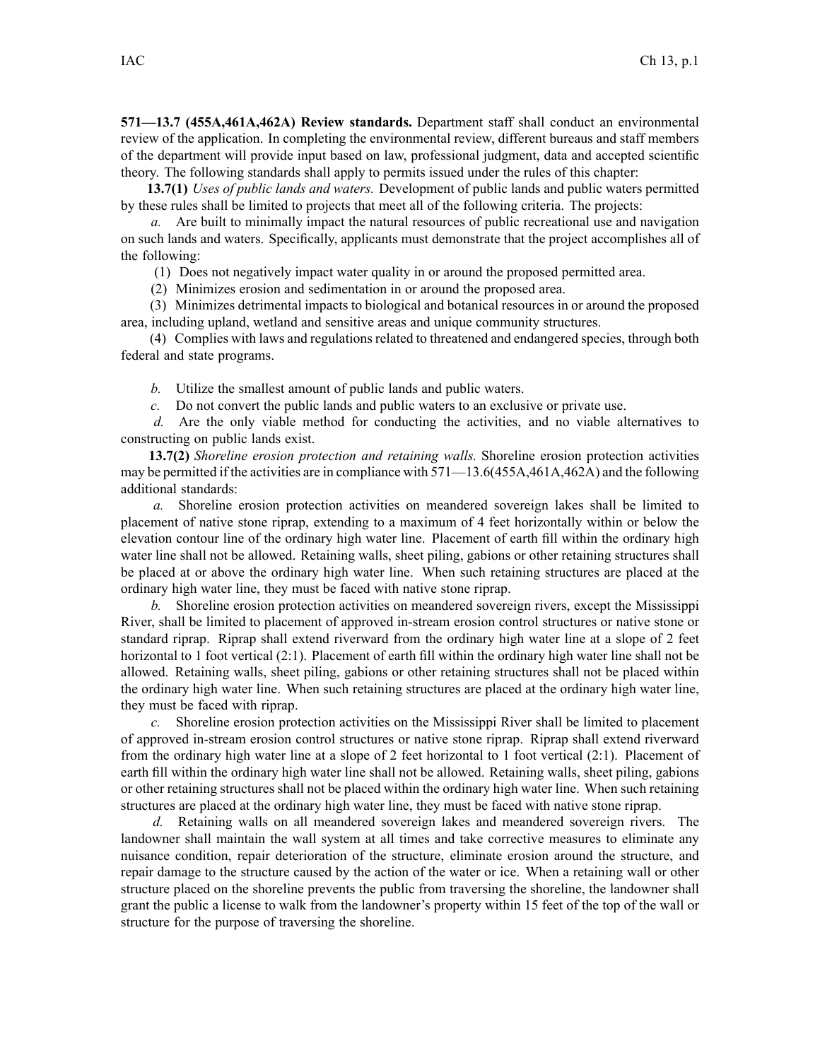**571—13.7 (455A,461A,462A) Review standards.** Department staff shall conduct an environmental review of the application. In completing the environmental review, different bureaus and staff members of the department will provide input based on law, professional judgment, data and accepted scientific theory. The following standards shall apply to permits issued under the rules of this chapter:

**13.7(1)** *Uses of public lands and waters.* Development of public lands and public waters permitted by these rules shall be limited to projects that meet all of the following criteria. The projects:

*a.* Are built to minimally impact the natural resources of public recreational use and navigation on such lands and waters. Specifically, applicants must demonstrate that the project accomplishes all of the following:

(1) Does not negatively impact water quality in or around the proposed permitted area.

(2) Minimizes erosion and sedimentation in or around the proposed area.

(3) Minimizes detrimental impacts to biological and botanical resources in or around the proposed area, including upland, wetland and sensitive areas and unique community structures.

(4) Complies with laws and regulations related to threatened and endangered species, through both federal and state programs.

*b.* Utilize the smallest amount of public lands and public waters.

*c.* Do not convert the public lands and public waters to an exclusive or private use.

*d.* Are the only viable method for conducting the activities, and no viable alternatives to constructing on public lands exist.

**13.7(2)** *Shoreline erosion protection and retaining walls.* Shoreline erosion protection activities may be permitted if the activities are in compliance with 571—13.6(455A,461A,462A) and the following additional standards:

*a.* Shoreline erosion protection activities on meandered sovereign lakes shall be limited to placement of native stone riprap, extending to a maximum of 4 feet horizontally within or below the elevation contour line of the ordinary high water line. Placement of earth fill within the ordinary high water line shall not be allowed. Retaining walls, sheet piling, gabions or other retaining structures shall be placed at or above the ordinary high water line. When such retaining structures are placed at the ordinary high water line, they must be faced with native stone riprap.

*b.* Shoreline erosion protection activities on meandered sovereign rivers, except the Mississippi River, shall be limited to placement of approved in-stream erosion control structures or native stone or standard riprap. Riprap shall extend riverward from the ordinary high water line at a slope of 2 feet horizontal to 1 foot vertical (2:1). Placement of earth fill within the ordinary high water line shall not be allowed. Retaining walls, sheet piling, gabions or other retaining structures shall not be placed within the ordinary high water line. When such retaining structures are placed at the ordinary high water line, they must be faced with riprap.

*c.* Shoreline erosion protection activities on the Mississippi River shall be limited to placement of approved in-stream erosion control structures or native stone riprap. Riprap shall extend riverward from the ordinary high water line at a slope of 2 feet horizontal to 1 foot vertical (2:1). Placement of earth fill within the ordinary high water line shall not be allowed. Retaining walls, sheet piling, gabions or other retaining structures shall not be placed within the ordinary high water line. When such retaining structures are placed at the ordinary high water line, they must be faced with native stone riprap.

*d.* Retaining walls on all meandered sovereign lakes and meandered sovereign rivers. The landowner shall maintain the wall system at all times and take corrective measures to eliminate any nuisance condition, repair deterioration of the structure, eliminate erosion around the structure, and repair damage to the structure caused by the action of the water or ice. When a retaining wall or other structure placed on the shoreline prevents the public from traversing the shoreline, the landowner shall grant the public a license to walk from the landowner's property within 15 feet of the top of the wall or structure for the purpose of traversing the shoreline.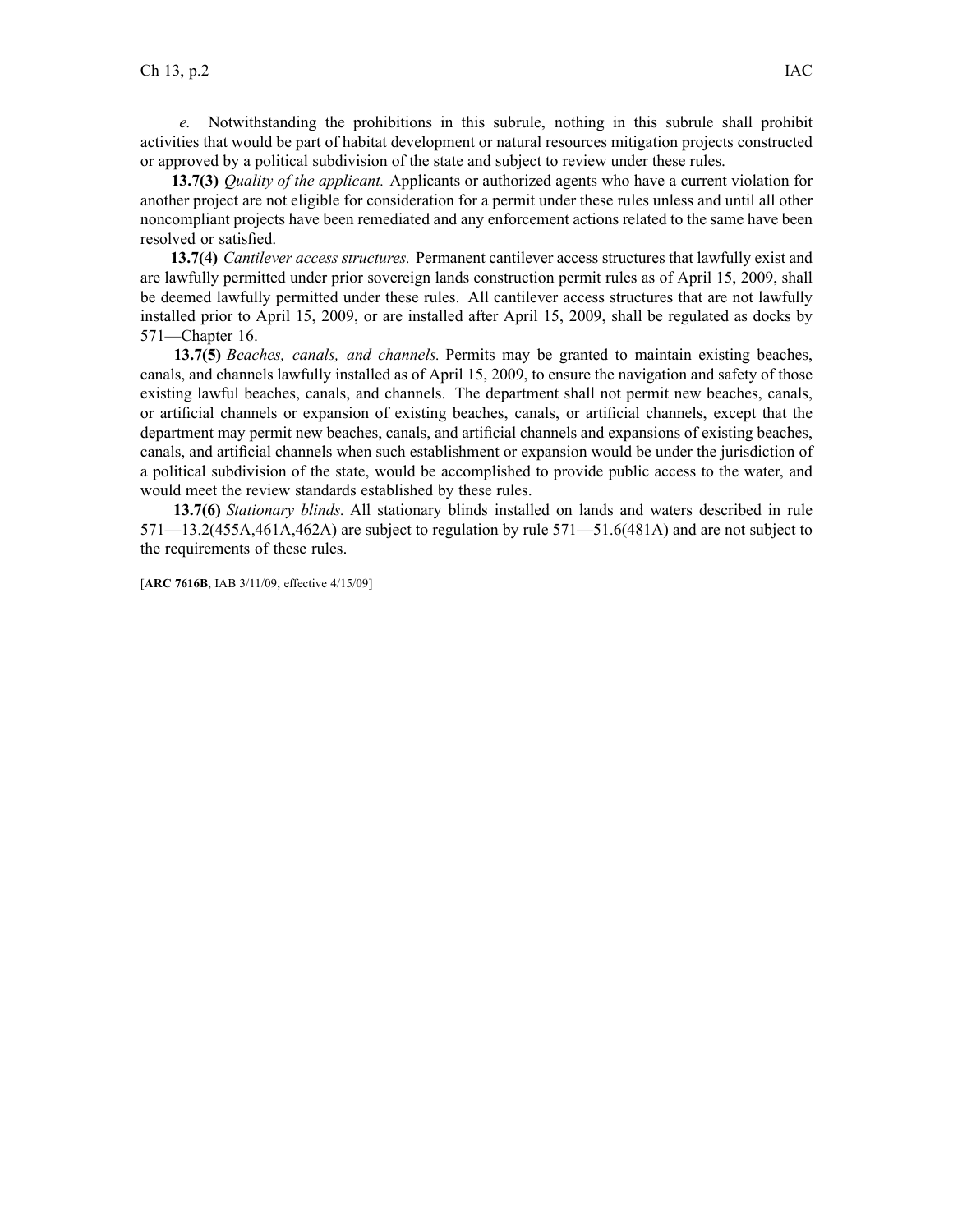*e.* Notwithstanding the prohibitions in this subrule, nothing in this subrule shall prohibit activities that would be part of habitat development or natural resources mitigation projects constructed or approved by a political subdivision of the state and subject to review under these rules.

**13.7(3)** *Quality of the applicant.* Applicants or authorized agents who have a current violation for another project are not eligible for consideration for a permit under these rules unless and until all other noncompliant projects have been remediated and any enforcement actions related to the same have been resolved or satisfied.

**13.7(4)** *Cantilever access structures.* Permanent cantilever access structures that lawfully exist and are lawfully permitted under prior sovereign lands construction permit rules as of April 15, 2009, shall be deemed lawfully permitted under these rules. All cantilever access structures that are not lawfully installed prior to April 15, 2009, or are installed after April 15, 2009, shall be regulated as docks by 571—Chapter 16.

**13.7(5)** *Beaches, canals, and channels.* Permits may be granted to maintain existing beaches, canals, and channels lawfully installed as of April 15, 2009, to ensure the navigation and safety of those existing lawful beaches, canals, and channels. The department shall not permit new beaches, canals, or artificial channels or expansion of existing beaches, canals, or artificial channels, except that the department may permit new beaches, canals, and artificial channels and expansions of existing beaches, canals, and artificial channels when such establishment or expansion would be under the jurisdiction of a political subdivision of the state, would be accomplished to provide public access to the water, and would meet the review standards established by these rules.

**13.7(6)** *Stationary blinds.* All stationary blinds installed on lands and waters described in rule 571—13.2(455A,461A,462A) are subject to regulation by rule 571—51.6(481A) and are not subject to the requirements of these rules.

[**ARC 7616B**, IAB 3/11/09, effective 4/15/09]